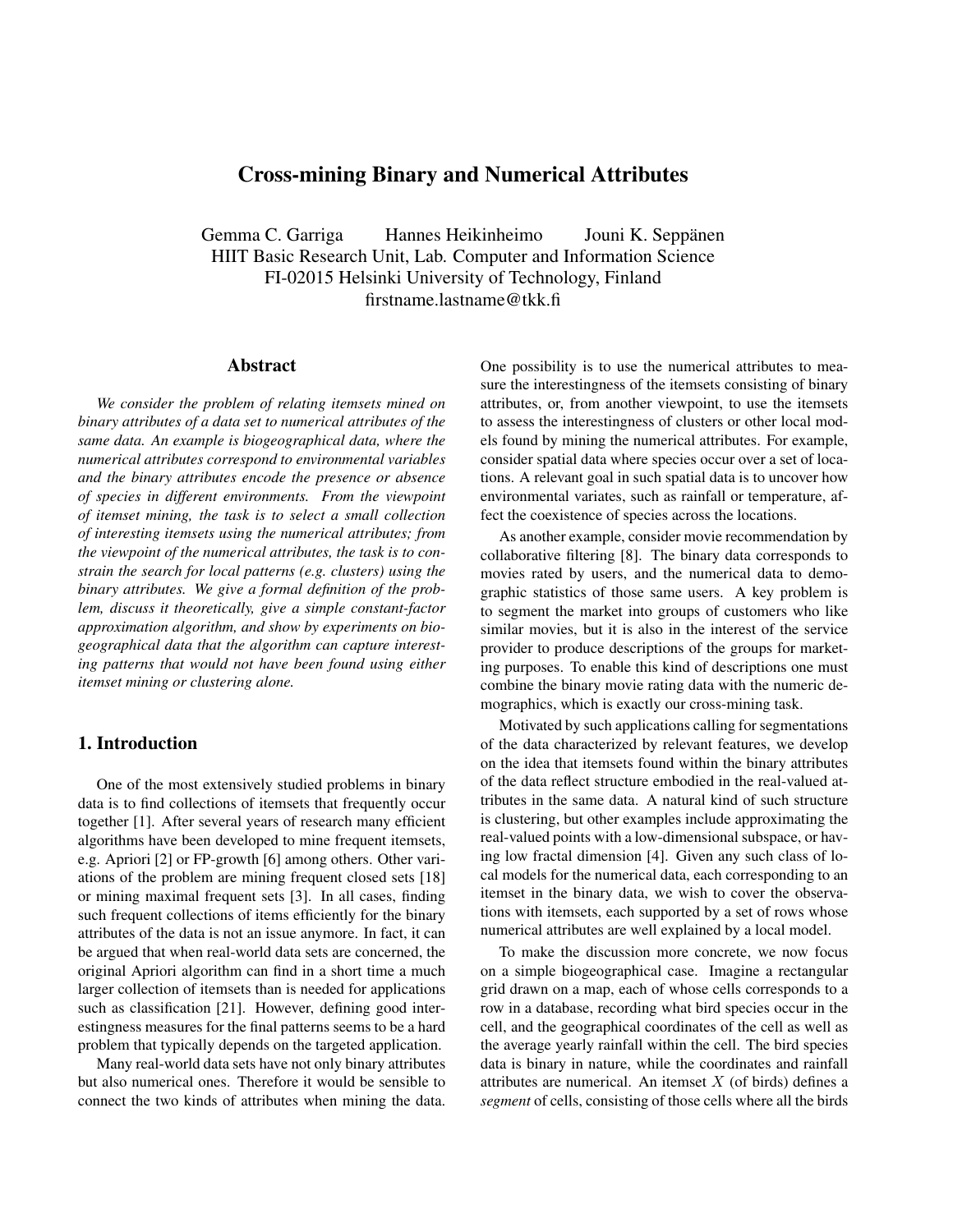// Cross-mining Binary and Numerical Attributes

Gemma C. Garriga   Hannes Heikinheimo   Jouni K. Seppänen
HIIT Basic Research Unit, Lab. Computer and Information Science
FI-02015 Helsinki University of Technology, Finland
firstname.lastname@tkk.fi

## Abstract

*We consider the problem of relating itemsets mined on binary attributes of a data set to numerical attributes of the same data. An example is biogeographical data, where the numerical attributes correspond to environmental variables and the binary attributes encode the presence or absence of species in different environments. From the viewpoint of itemset mining, the task is to select a small collection of interesting itemsets using the numerical attributes; from the viewpoint of the numerical attributes, the task is to constrain the search for local patterns (e.g. clusters) using the binary attributes. We give a formal definition of the problem, discuss it theoretically, give a simple constant-factor approximation algorithm, and show by experiments on biogeographical data that the algorithm can capture interesting patterns that would not have been found using either itemset mining or clustering alone.*

## 1. Introduction

One of the most extensively studied problems in binary data is to find collections of itemsets that frequently occur together [1]. After several years of research many efficient algorithms have been developed to mine frequent itemsets, e.g. Apriori [2] or FP-growth [6] among others. Other variations of the problem are mining frequent closed sets [18] or mining maximal frequent sets [3]. In all cases, finding such frequent collections of items efficiently for the binary attributes of the data is not an issue anymore. In fact, it can be argued that when real-world data sets are concerned, the original Apriori algorithm can find in a short time a much larger collection of itemsets than is needed for applications such as classification [21]. However, defining good interestingness measures for the final patterns seems to be a hard problem that typically depends on the targeted application.

Many real-world data sets have not only binary attributes but also numerical ones. Therefore it would be sensible to connect the two kinds of attributes when mining the data. One possibility is to use the numerical attributes to measure the interestingness of the itemsets consisting of binary attributes, or, from another viewpoint, to use the itemsets to assess the interestingness of clusters or other local models found by mining the numerical attributes. For example, consider spatial data where species occur over a set of locations. A relevant goal in such spatial data is to uncover how environmental variates, such as rainfall or temperature, affect the coexistence of species across the locations.

As another example, consider movie recommendation by collaborative filtering [8]. The binary data corresponds to movies rated by users, and the numerical data to demographic statistics of those same users. A key problem is to segment the market into groups of customers who like similar movies, but it is also in the interest of the service provider to produce descriptions of the groups for marketing purposes. To enable this kind of descriptions one must combine the binary movie rating data with the numeric demographics, which is exactly our cross-mining task.

Motivated by such applications calling for segmentations of the data characterized by relevant features, we develop on the idea that itemsets found within the binary attributes of the data reflect structure embodied in the real-valued attributes in the same data. A natural kind of such structure is clustering, but other examples include approximating the real-valued points with a low-dimensional subspace, or having low fractal dimension [4]. Given any such class of local models for the numerical data, each corresponding to an itemset in the binary data, we wish to cover the observations with itemsets, each supported by a set of rows whose numerical attributes are well explained by a local model.

To make the discussion more concrete, we now focus on a simple biogeographical case. Imagine a rectangular grid drawn on a map, each of whose cells corresponds to a row in a database, recording what bird species occur in the cell, and the geographical coordinates of the cell as well as the average yearly rainfall within the cell. The bird species data is binary in nature, while the coordinates and rainfall attributes are numerical. An itemset $X$ (of birds) defines a *segment* of cells, consisting of those cells where all the birds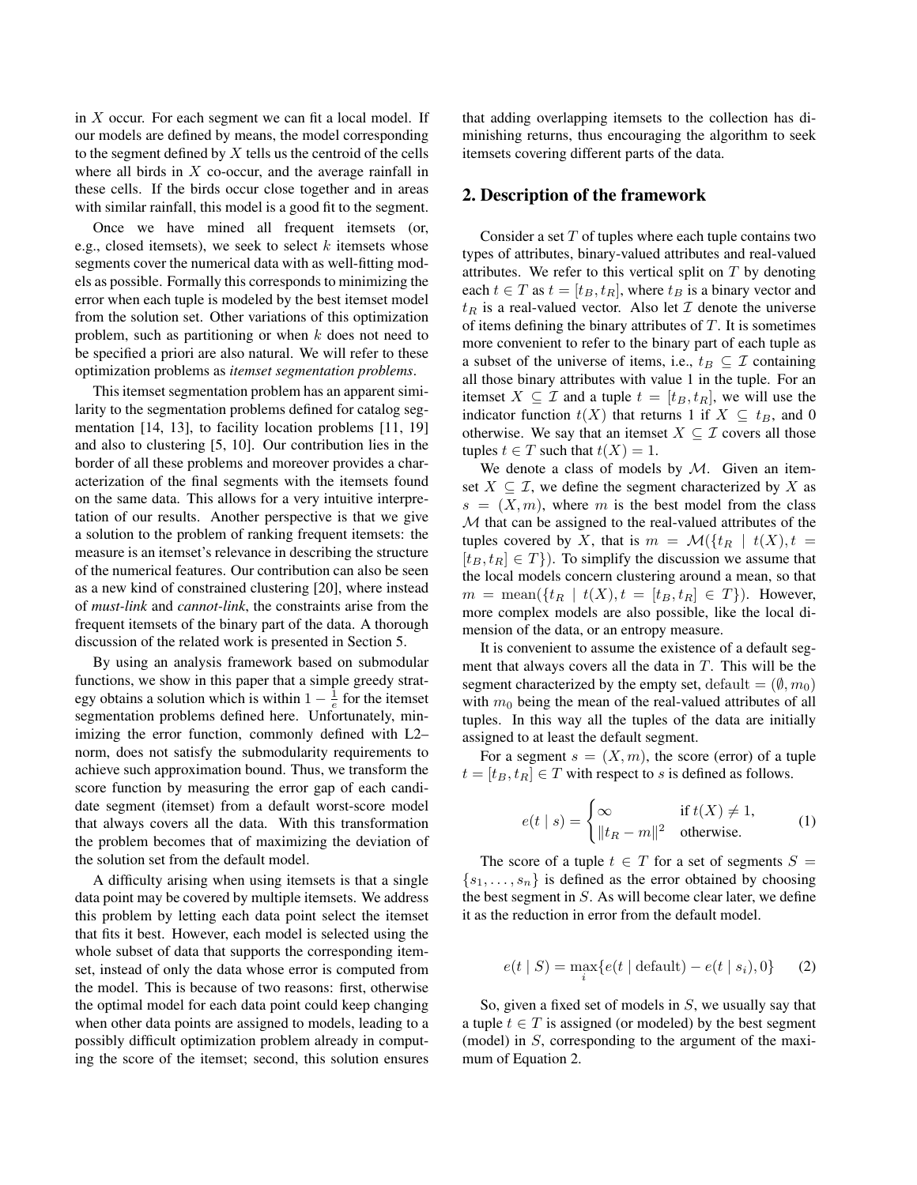in $X$ occur. For each segment we can fit a local model. If our models are defined by means, the model corresponding to the segment defined by $X$ tells us the centroid of the cells where all birds in $X$ co-occur, and the average rainfall in these cells. If the birds occur close together and in areas with similar rainfall, this model is a good fit to the segment.

Once we have mined all frequent itemsets (or, e.g., closed itemsets), we seek to select $k$ itemsets whose segments cover the numerical data with as well-fitting models as possible. Formally this corresponds to minimizing the error when each tuple is modeled by the best itemset model from the solution set. Other variations of this optimization problem, such as partitioning or when $k$ does not need to be specified a priori are also natural. We will refer to these optimization problems as *itemset segmentation problems*.

This itemset segmentation problem has an apparent similarity to the segmentation problems defined for catalog segmentation [14, 13], to facility location problems [11, 19] and also to clustering [5, 10]. Our contribution lies in the border of all these problems and moreover provides a characterization of the final segments with the itemsets found on the same data. This allows for a very intuitive interpretation of our results. Another perspective is that we give a solution to the problem of ranking frequent itemsets: the measure is an itemset's relevance in describing the structure of the numerical features. Our contribution can also be seen as a new kind of constrained clustering [20], where instead of *must-link* and *cannot-link*, the constraints arise from the frequent itemsets of the binary part of the data. A thorough discussion of the related work is presented in Section 5.

By using an analysis framework based on submodular functions, we show in this paper that a simple greedy strategy obtains a solution which is within $1 - \frac{1}{e}$ for the itemset segmentation problems defined here. Unfortunately, minimizing the error function, commonly defined with L2–norm, does not satisfy the submodularity requirements to achieve such approximation bound. Thus, we transform the score function by measuring the error gap of each candidate segment (itemset) from a default worst-score model that always covers all the data. With this transformation the problem becomes that of maximizing the deviation of the solution set from the default model.

A difficulty arising when using itemsets is that a single data point may be covered by multiple itemsets. We address this problem by letting each data point select the itemset that fits it best. However, each model is selected using the whole subset of data that supports the corresponding itemset, instead of only the data whose error is computed from the model. This is because of two reasons: first, otherwise the optimal model for each data point could keep changing when other data points are assigned to models, leading to a possibly difficult optimization problem already in computing the score of the itemset; second, this solution ensures that adding overlapping itemsets to the collection has diminishing returns, thus encouraging the algorithm to seek itemsets covering different parts of the data.

## 2. Description of the framework

Consider a set $T$ of tuples where each tuple contains two types of attributes, binary-valued attributes and real-valued attributes. We refer to this vertical split on $T$ by denoting each $t \in T$ as $t = [t_B, t_R]$, where $t_B$ is a binary vector and $t_R$ is a real-valued vector. Also let $\mathcal{I}$ denote the universe of items defining the binary attributes of $T$. It is sometimes more convenient to refer to the binary part of each tuple as a subset of the universe of items, i.e., $t_B \subseteq \mathcal{I}$ containing all those binary attributes with value 1 in the tuple. For an itemset $X \subseteq \mathcal{I}$ and a tuple $t = [t_B, t_R]$, we will use the indicator function $t(X)$ that returns 1 if $X \subseteq t_B$, and 0 otherwise. We say that an itemset $X \subseteq \mathcal{I}$ covers all those tuples $t \in T$ such that $t(X) = 1$.

We denote a class of models by $\mathcal{M}$. Given an itemset $X \subseteq \mathcal{I}$, we define the segment characterized by $X$ as $s = (X, m)$, where $m$ is the best model from the class $\mathcal{M}$ that can be assigned to the real-valued attributes of the tuples covered by $X$, that is $m = \mathcal{M}(\{t_R \mid t(X), t = [t_B, t_R] \in T\})$. To simplify the discussion we assume that the local models concern clustering around a mean, so that $m = \operatorname{mean}(\{t_R \mid t(X), t = [t_B, t_R] \in T\})$. However, more complex models are also possible, like the local dimension of the data, or an entropy measure.

It is convenient to assume the existence of a default segment that always covers all the data in $T$. This will be the segment characterized by the empty set, $\operatorname{default} = (\emptyset, m_0)$ with $m_0$ being the mean of the real-valued attributes of all tuples. In this way all the tuples of the data are initially assigned to at least the default segment.

For a segment $s = (X, m)$, the score (error) of a tuple $t = [t_B, t_R] \in T$ with respect to $s$ is defined as follows.

$$e(t \mid s) = \begin{cases} \infty & \text{if } t(X) \neq 1, \\ \|t_R - m\|^2 & \text{otherwise.} \end{cases} \tag{1}$$

The score of a tuple $t \in T$ for a set of segments $S = \{s_1, \ldots, s_n\}$ is defined as the error obtained by choosing the best segment in $S$. As will become clear later, we define it as the reduction in error from the default model.

$$e(t \mid S) = \max_i \{e(t \mid \operatorname{default}) - e(t \mid s_i), 0\} \tag{2}$$

So, given a fixed set of models in $S$, we usually say that a tuple $t \in T$ is assigned (or modeled) by the best segment (model) in $S$, corresponding to the argument of the maximum of Equation 2.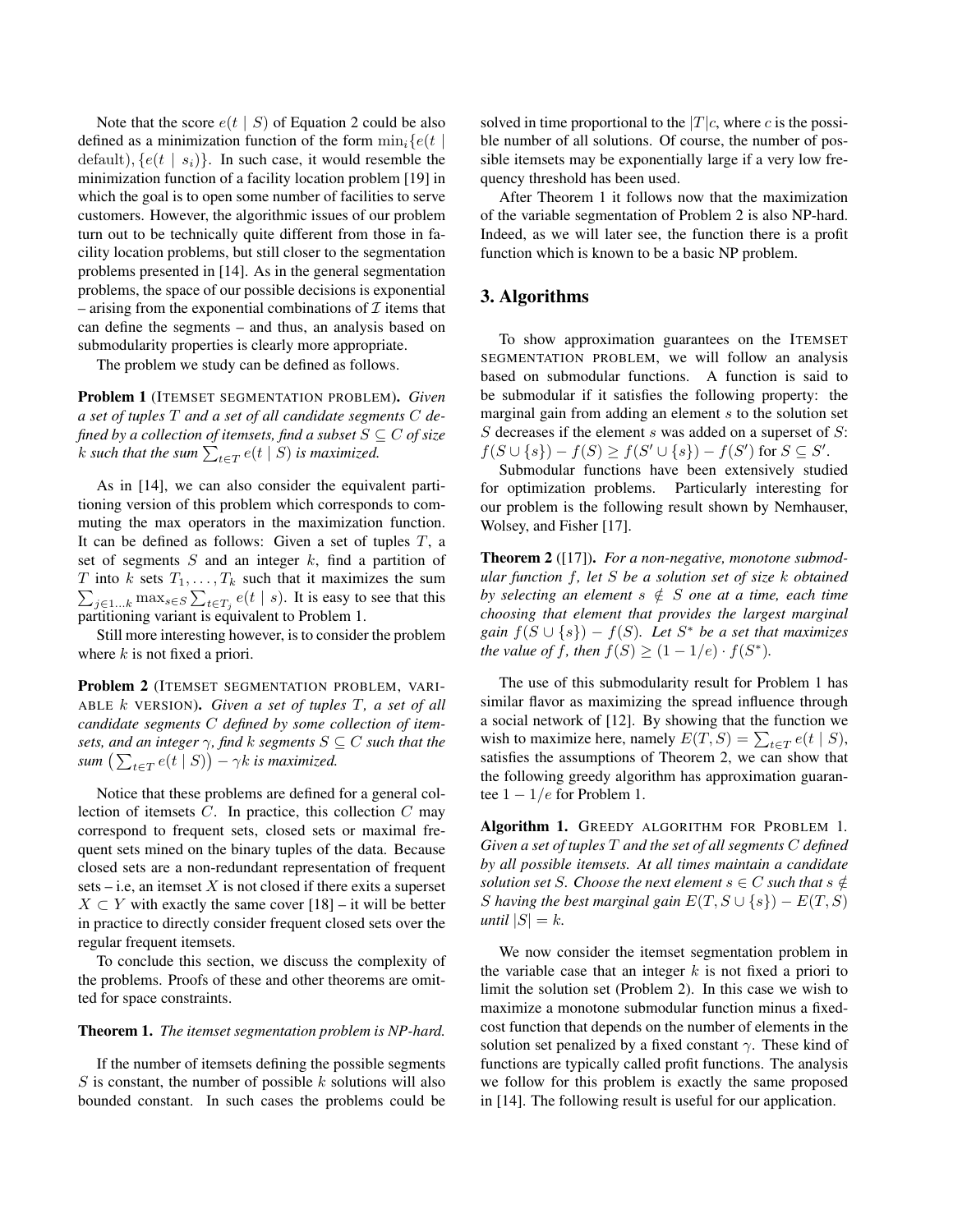Note that the score $e(t \mid S)$ of Equation 2 could be also defined as a minimization function of the form $\min_i\{e(t \mid \text{default}), \{e(t \mid s_i)\}$. In such case, it would resemble the minimization function of a facility location problem [19] in which the goal is to open some number of facilities to serve customers. However, the algorithmic issues of our problem turn out to be technically quite different from those in facility location problems, but still closer to the segmentation problems presented in [14]. As in the general segmentation problems, the space of our possible decisions is exponential – arising from the exponential combinations of $\mathcal{I}$ items that can define the segments – and thus, an analysis based on submodularity properties is clearly more appropriate.

The problem we study can be defined as follows.

**Problem 1** (ITEMSET SEGMENTATION PROBLEM). *Given a set of tuples $T$ and a set of all candidate segments $C$ defined by a collection of itemsets, find a subset $S \subseteq C$ of size $k$ such that the sum $\sum_{t \in T} e(t \mid S)$ is maximized.*

As in [14], we can also consider the equivalent partitioning version of this problem which corresponds to commuting the max operators in the maximization function. It can be defined as follows: Given a set of tuples $T$, a set of segments $S$ and an integer $k$, find a partition of $T$ into $k$ sets $T_1, \dots, T_k$ such that it maximizes the sum $\sum_{j \in 1 \dots k} \max_{s \in S} \sum_{t \in T_j} e(t \mid s)$. It is easy to see that this partitioning variant is equivalent to Problem 1.

Still more interesting however, is to consider the problem where $k$ is not fixed a priori.

**Problem 2** (ITEMSET SEGMENTATION PROBLEM, VARIABLE $k$ VERSION). *Given a set of tuples $T$, a set of all candidate segments $C$ defined by some collection of itemsets, and an integer $\gamma$, find $k$ segments $S \subseteq C$ such that the sum $\left(\sum_{t \in T} e(t \mid S)\right) - \gamma k$ is maximized.*

Notice that these problems are defined for a general collection of itemsets $C$. In practice, this collection $C$ may correspond to frequent sets, closed sets or maximal frequent sets mined on the binary tuples of the data. Because closed sets are a non-redundant representation of frequent sets – i.e, an itemset $X$ is not closed if there exits a superset $X \subset Y$ with exactly the same cover [18] – it will be better in practice to directly consider frequent closed sets over the regular frequent itemsets.

To conclude this section, we discuss the complexity of the problems. Proofs of these and other theorems are omitted for space constraints.

**Theorem 1.** *The itemset segmentation problem is NP-hard.*

If the number of itemsets defining the possible segments $S$ is constant, the number of possible $k$ solutions will also bounded constant. In such cases the problems could be solved in time proportional to the $|T|c$, where $c$ is the possible number of all solutions. Of course, the number of possible itemsets may be exponentially large if a very low frequency threshold has been used.

After Theorem 1 it follows now that the maximization of the variable segmentation of Problem 2 is also NP-hard. Indeed, as we will later see, the function there is a profit function which is known to be a basic NP problem.

# 3. Algorithms

To show approximation guarantees on the ITEMSET SEGMENTATION PROBLEM, we will follow an analysis based on submodular functions. A function is said to be submodular if it satisfies the following property: the marginal gain from adding an element $s$ to the solution set $S$ decreases if the element $s$ was added on a superset of $S$: $f(S \cup \{s\}) - f(S) \geq f(S' \cup \{s\}) - f(S')$ for $S \subseteq S'$.

Submodular functions have been extensively studied for optimization problems. Particularly interesting for our problem is the following result shown by Nemhauser, Wolsey, and Fisher [17].

**Theorem 2** ([17]). *For a non-negative, monotone submodular function $f$, let $S$ be a solution set of size $k$ obtained by selecting an element $s \notin S$ one at a time, each time choosing that element that provides the largest marginal gain $f(S \cup \{s\}) - f(S)$. Let $S^*$ be a set that maximizes the value of $f$, then $f(S) \geq (1 - 1/e) \cdot f(S^*)$.*

The use of this submodularity result for Problem 1 has similar flavor as maximizing the spread influence through a social network of [12]. By showing that the function we wish to maximize here, namely $E(T, S) = \sum_{t \in T} e(t \mid S)$, satisfies the assumptions of Theorem 2, we can show that the following greedy algorithm has approximation guarantee $1 - 1/e$ for Problem 1.

**Algorithm 1.** GREEDY ALGORITHM FOR PROBLEM 1. *Given a set of tuples $T$ and the set of all segments $C$ defined by all possible itemsets. At all times maintain a candidate solution set $S$. Choose the next element $s \in C$ such that $s \notin S$ having the best marginal gain $E(T, S \cup \{s\}) - E(T, S)$ until $|S| = k$.*

We now consider the itemset segmentation problem in the variable case that an integer $k$ is not fixed a priori to limit the solution set (Problem 2). In this case we wish to maximize a monotone submodular function minus a fixed-cost function that depends on the number of elements in the solution set penalized by a fixed constant $\gamma$. These kind of functions are typically called profit functions. The analysis we follow for this problem is exactly the same proposed in [14]. The following result is useful for our application.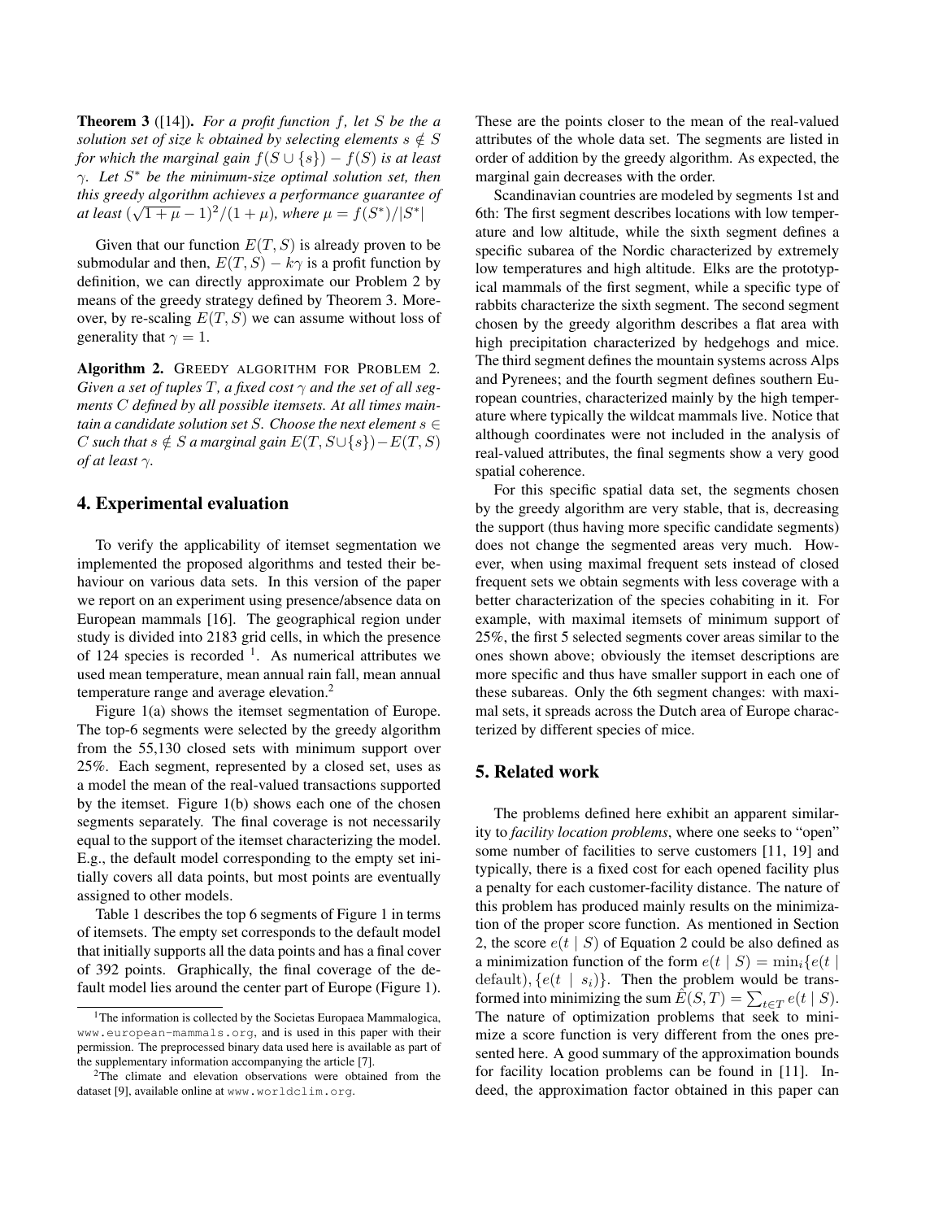**Theorem 3** ([14]). *For a profit function $f$, let $S$ be the a solution set of size $k$ obtained by selecting elements $s \notin S$ for which the marginal gain $f(S \cup \{s\}) - f(S)$ is at least $\gamma$. Let $S^*$ be the minimum-size optimal solution set, then this greedy algorithm achieves a performance guarantee of at least $(\sqrt{1+\mu} - 1)^2/(1+\mu)$, where $\mu = f(S^*)/|S^*|$*

Given that our function $E(T, S)$ is already proven to be submodular and then, $E(T, S) - k\gamma$ is a profit function by definition, we can directly approximate our Problem 2 by means of the greedy strategy defined by Theorem 3. Moreover, by re-scaling $E(T, S)$ we can assume without loss of generality that $\gamma = 1$.

**Algorithm 2.** Greedy algorithm for Problem 2. *Given a set of tuples $T$, a fixed cost $\gamma$ and the set of all segments $C$ defined by all possible itemsets. At all times maintain a candidate solution set $S$. Choose the next element $s \in C$ such that $s \notin S$ a marginal gain $E(T, S \cup \{s\}) - E(T, S)$ of at least $\gamma$.*

## 4. Experimental evaluation

To verify the applicability of itemset segmentation we implemented the proposed algorithms and tested their behaviour on various data sets. In this version of the paper we report on an experiment using presence/absence data on European mammals [16]. The geographical region under study is divided into 2183 grid cells, in which the presence of 124 species is recorded [1]. As numerical attributes we used mean temperature, mean annual rain fall, mean annual temperature range and average elevation.[2]

Figure 1(a) shows the itemset segmentation of Europe. The top-6 segments were selected by the greedy algorithm from the 55,130 closed sets with minimum support over 25%. Each segment, represented by a closed set, uses as a model the mean of the real-valued transactions supported by the itemset. Figure 1(b) shows each one of the chosen segments separately. The final coverage is not necessarily equal to the support of the itemset characterizing the model. E.g., the default model corresponding to the empty set initially covers all data points, but most points are eventually assigned to other models.

Table 1 describes the top 6 segments of Figure 1 in terms of itemsets. The empty set corresponds to the default model that initially supports all the data points and has a final cover of 392 points. Graphically, the final coverage of the default model lies around the center part of Europe (Figure 1). These are the points closer to the mean of the real-valued attributes of the whole data set. The segments are listed in order of addition by the greedy algorithm. As expected, the marginal gain decreases with the order.

Scandinavian countries are modeled by segments 1st and 6th: The first segment describes locations with low temperature and low altitude, while the sixth segment defines a specific subarea of the Nordic characterized by extremely low temperatures and high altitude. Elks are the prototypical mammals of the first segment, while a specific type of rabbits characterize the sixth segment. The second segment chosen by the greedy algorithm describes a flat area with high precipitation characterized by hedgehogs and mice. The third segment defines the mountain systems across Alps and Pyrenees; and the fourth segment defines southern European countries, characterized mainly by the high temperature where typically the wildcat mammals live. Notice that although coordinates were not included in the analysis of real-valued attributes, the final segments show a very good spatial coherence.

For this specific spatial data set, the segments chosen by the greedy algorithm are very stable, that is, decreasing the support (thus having more specific candidate segments) does not change the segmented areas very much. However, when using maximal frequent sets instead of closed frequent sets we obtain segments with less coverage with a better characterization of the species cohabiting in it. For example, with maximal itemsets of minimum support of 25%, the first 5 selected segments cover areas similar to the ones shown above; obviously the itemset descriptions are more specific and thus have smaller support in each one of these subareas. Only the 6th segment changes: with maximal sets, it spreads across the Dutch area of Europe characterized by different species of mice.

## 5. Related work

The problems defined here exhibit an apparent similarity to *facility location problems*, where one seeks to "open" some number of facilities to serve customers [11, 19] and typically, there is a fixed cost for each opened facility plus a penalty for each customer-facility distance. The nature of this problem has produced mainly results on the minimization of the proper score function. As mentioned in Section 2, the score $e(t \mid S)$ of Equation 2 could be also defined as a minimization function of the form $e(t \mid S) = \min_i\{e(t \mid \text{default}), \{e(t \mid s_i)\}$. Then the problem would be transformed into minimizing the sum $\hat{E}(S, T) = \sum_{t \in T} e(t \mid S)$. The nature of optimization problems that seek to minimize a score function is very different from the ones presented here. A good summary of the approximation bounds for facility location problems can be found in [11]. Indeed, the approximation factor obtained in this paper can

[1] The information is collected by the Societas Europaea Mammalogica, www.european-mammals.org, and is used in this paper with their permission. The preprocessed binary data used here is available as part of the supplementary information accompanying the article [7].

[2] The climate and elevation observations were obtained from the dataset [9], available online at www.worldclim.org.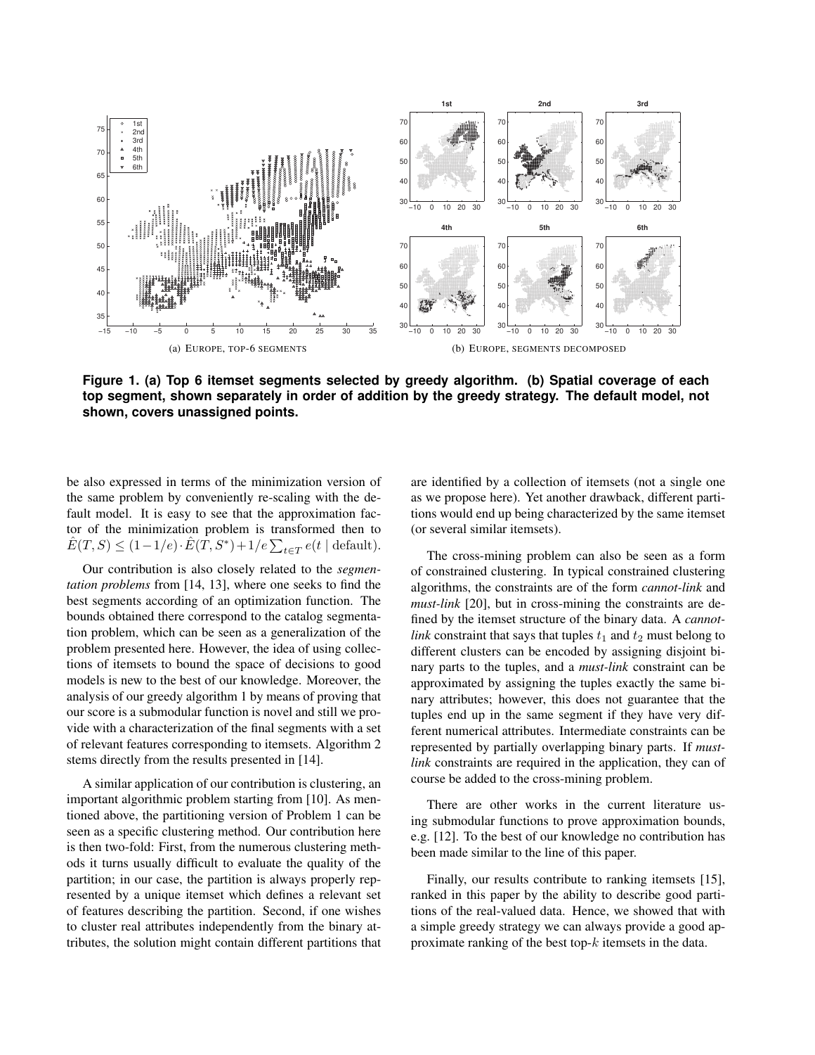(a) EUROPE, TOP-6 SEGMENTS

(b) EUROPE, SEGMENTS DECOMPOSED

**Figure 1. (a) Top 6 itemset segments selected by greedy algorithm. (b) Spatial coverage of each top segment, shown separately in order of addition by the greedy strategy. The default model, not shown, covers unassigned points.**

be also expressed in terms of the minimization version of the same problem by conveniently re-scaling with the default model. It is easy to see that the approximation factor of the minimization problem is transformed then to $\hat{E}(T, S) \leq (1-1/e) \cdot \hat{E}(T, S^*) + 1/e \sum_{t \in T} e(t \mid \text{default})$.

Our contribution is also closely related to the *segmentation problems* from [14, 13], where one seeks to find the best segments according of an optimization function. The bounds obtained there correspond to the catalog segmentation problem, which can be seen as a generalization of the problem presented here. However, the idea of using collections of itemsets to bound the space of decisions to good models is new to the best of our knowledge. Moreover, the analysis of our greedy algorithm 1 by means of proving that our score is a submodular function is novel and still we provide with a characterization of the final segments with a set of relevant features corresponding to itemsets. Algorithm 2 stems directly from the results presented in [14].

A similar application of our contribution is clustering, an important algorithmic problem starting from [10]. As mentioned above, the partitioning version of Problem 1 can be seen as a specific clustering method. Our contribution here is then two-fold: First, from the numerous clustering methods it turns usually difficult to evaluate the quality of the partition; in our case, the partition is always properly represented by a unique itemset which defines a relevant set of features describing the partition. Second, if one wishes to cluster real attributes independently from the binary attributes, the solution might contain different partitions that are identified by a collection of itemsets (not a single one as we propose here). Yet another drawback, different partitions would end up being characterized by the same itemset (or several similar itemsets).

The cross-mining problem can also be seen as a form of constrained clustering. In typical constrained clustering algorithms, the constraints are of the form *cannot-link* and *must-link* [20], but in cross-mining the constraints are defined by the itemset structure of the binary data. A *cannot-link* constraint that says that tuples $t_1$ and $t_2$ must belong to different clusters can be encoded by assigning disjoint binary parts to the tuples, and a *must-link* constraint can be approximated by assigning the tuples exactly the same binary attributes; however, this does not guarantee that the tuples end up in the same segment if they have very different numerical attributes. Intermediate constraints can be represented by partially overlapping binary parts. If *must-link* constraints are required in the application, they can of course be added to the cross-mining problem.

There are other works in the current literature using submodular functions to prove approximation bounds, e.g. [12]. To the best of our knowledge no contribution has been made similar to the line of this paper.

Finally, our results contribute to ranking itemsets [15], ranked in this paper by the ability to describe good partitions of the real-valued data. Hence, we showed that with a simple greedy strategy we can always provide a good approximate ranking of the best top-$k$ itemsets in the data.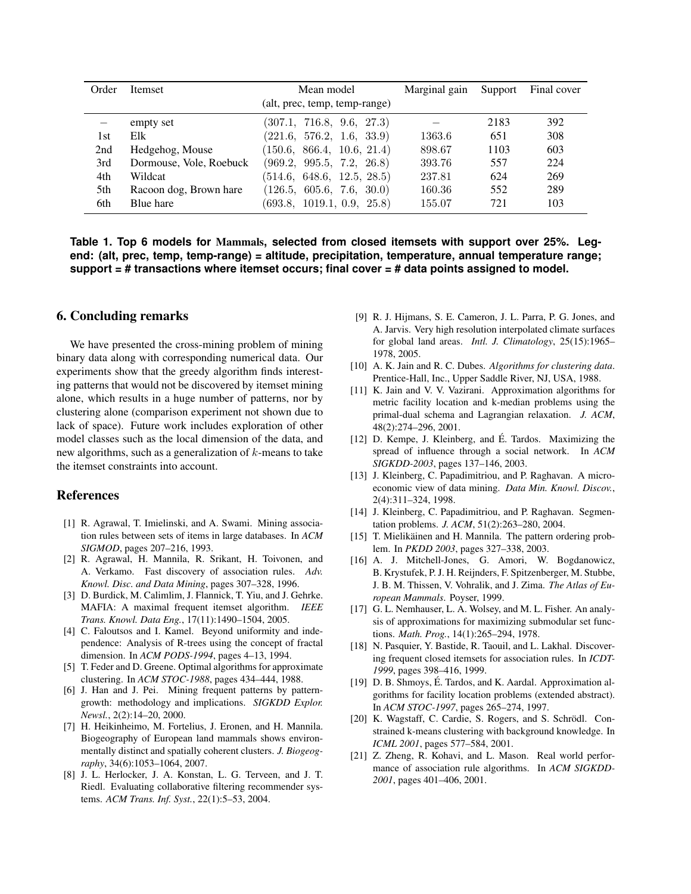| Order | Itemset | Mean model (alt, prec, temp, temp-range) | Marginal gain | Support | Final cover |
|---|---|---|---|---|---|
| – | empty set | $(307.1,\ 716.8,\ 9.6,\ 27.3)$ | – | 2183 | 392 |
| 1st | Elk | $(221.6,\ 576.2,\ 1.6,\ 33.9)$ | 1363.6 | 651 | 308 |
| 2nd | Hedgehog, Mouse | $(150.6,\ 866.4,\ 10.6,\ 21.4)$ | 898.67 | 1103 | 603 |
| 3rd | Dormouse, Vole, Roebuck | $(969.2,\ 995.5,\ 7.2,\ 26.8)$ | 393.76 | 557 | 224 |
| 4th | Wildcat | $(514.6,\ 648.6,\ 12.5,\ 28.5)$ | 237.81 | 624 | 269 |
| 5th | Racoon dog, Brown hare | $(126.5,\ 605.6,\ 7.6,\ 30.0)$ | 160.36 | 552 | 289 |
| 6th | Blue hare | $(693.8,\ 1019.1,\ 0.9,\ 25.8)$ | 155.07 | 721 | 103 |

**Table 1. Top 6 models for Mammals, selected from closed itemsets with support over 25%. Legend: (alt, prec, temp, temp-range) = altitude, precipitation, temperature, annual temperature range; support = # transactions where itemset occurs; final cover = # data points assigned to model.**

## 6. Concluding remarks

We have presented the cross-mining problem of mining binary data along with corresponding numerical data. Our experiments show that the greedy algorithm finds interesting patterns that would not be discovered by itemset mining alone, which results in a huge number of patterns, nor by clustering alone (comparison experiment not shown due to lack of space). Future work includes exploration of other model classes such as the local dimension of the data, and new algorithms, such as a generalization of $k$-means to take the itemset constraints into account.

## References

[1] R. Agrawal, T. Imielinski, and A. Swami. Mining association rules between sets of items in large databases. In *ACM SIGMOD*, pages 207–216, 1993.

[2] R. Agrawal, H. Mannila, R. Srikant, H. Toivonen, and A. Verkamo. Fast discovery of association rules. *Adv. Knowl. Disc. and Data Mining*, pages 307–328, 1996.

[3] D. Burdick, M. Calimlim, J. Flannick, T. Yiu, and J. Gehrke. MAFIA: A maximal frequent itemset algorithm. *IEEE Trans. Knowl. Data Eng.*, 17(11):1490–1504, 2005.

[4] C. Faloutsos and I. Kamel. Beyond uniformity and independence: Analysis of R-trees using the concept of fractal dimension. In *ACM PODS-1994*, pages 4–13, 1994.

[5] T. Feder and D. Greene. Optimal algorithms for approximate clustering. In *ACM STOC-1988*, pages 434–444, 1988.

[6] J. Han and J. Pei. Mining frequent patterns by pattern-growth: methodology and implications. *SIGKDD Explor. Newsl.*, 2(2):14–20, 2000.

[7] H. Heikinheimo, M. Fortelius, J. Eronen, and H. Mannila. Biogeography of European land mammals shows environmentally distinct and spatially coherent clusters. *J. Biogeography*, 34(6):1053–1064, 2007.

[8] J. L. Herlocker, J. A. Konstan, L. G. Terveen, and J. T. Riedl. Evaluating collaborative filtering recommender systems. *ACM Trans. Inf. Syst.*, 22(1):5–53, 2004.

[9] R. J. Hijmans, S. E. Cameron, J. L. Parra, P. G. Jones, and A. Jarvis. Very high resolution interpolated climate surfaces for global land areas. *Intl. J. Climatology*, 25(15):1965–1978, 2005.

[10] A. K. Jain and R. C. Dubes. *Algorithms for clustering data*. Prentice-Hall, Inc., Upper Saddle River, NJ, USA, 1988.

[11] K. Jain and V. V. Vazirani. Approximation algorithms for metric facility location and k-median problems using the primal-dual schema and Lagrangian relaxation. *J. ACM*, 48(2):274–296, 2001.

[12] D. Kempe, J. Kleinberg, and É. Tardos. Maximizing the spread of influence through a social network. In *ACM SIGKDD-2003*, pages 137–146, 2003.

[13] J. Kleinberg, C. Papadimitriou, and P. Raghavan. A microeconomic view of data mining. *Data Min. Knowl. Discov.*, 2(4):311–324, 1998.

[14] J. Kleinberg, C. Papadimitriou, and P. Raghavan. Segmentation problems. *J. ACM*, 51(2):263–280, 2004.

[15] T. Mielikäinen and H. Mannila. The pattern ordering problem. In *PKDD 2003*, pages 327–338, 2003.

[16] A. J. Mitchell-Jones, G. Amori, W. Bogdanowicz, B. Krystufek, P. J. H. Reijnders, F. Spitzenberger, M. Stubbe, J. B. M. Thissen, V. Vohralik, and J. Zima. *The Atlas of European Mammals*. Poyser, 1999.

[17] G. L. Nemhauser, L. A. Wolsey, and M. L. Fisher. An analysis of approximations for maximizing submodular set functions. *Math. Prog.*, 14(1):265–294, 1978.

[18] N. Pasquier, Y. Bastide, R. Taouil, and L. Lakhal. Discovering frequent closed itemsets for association rules. In *ICDT-1999*, pages 398–416, 1999.

[19] D. B. Shmoys, É. Tardos, and K. Aardal. Approximation algorithms for facility location problems (extended abstract). In *ACM STOC-1997*, pages 265–274, 1997.

[20] K. Wagstaff, C. Cardie, S. Rogers, and S. Schrödl. Constrained k-means clustering with background knowledge. In *ICML 2001*, pages 577–584, 2001.

[21] Z. Zheng, R. Kohavi, and L. Mason. Real world performance of association rule algorithms. In *ACM SIGKDD-2001*, pages 401–406, 2001.